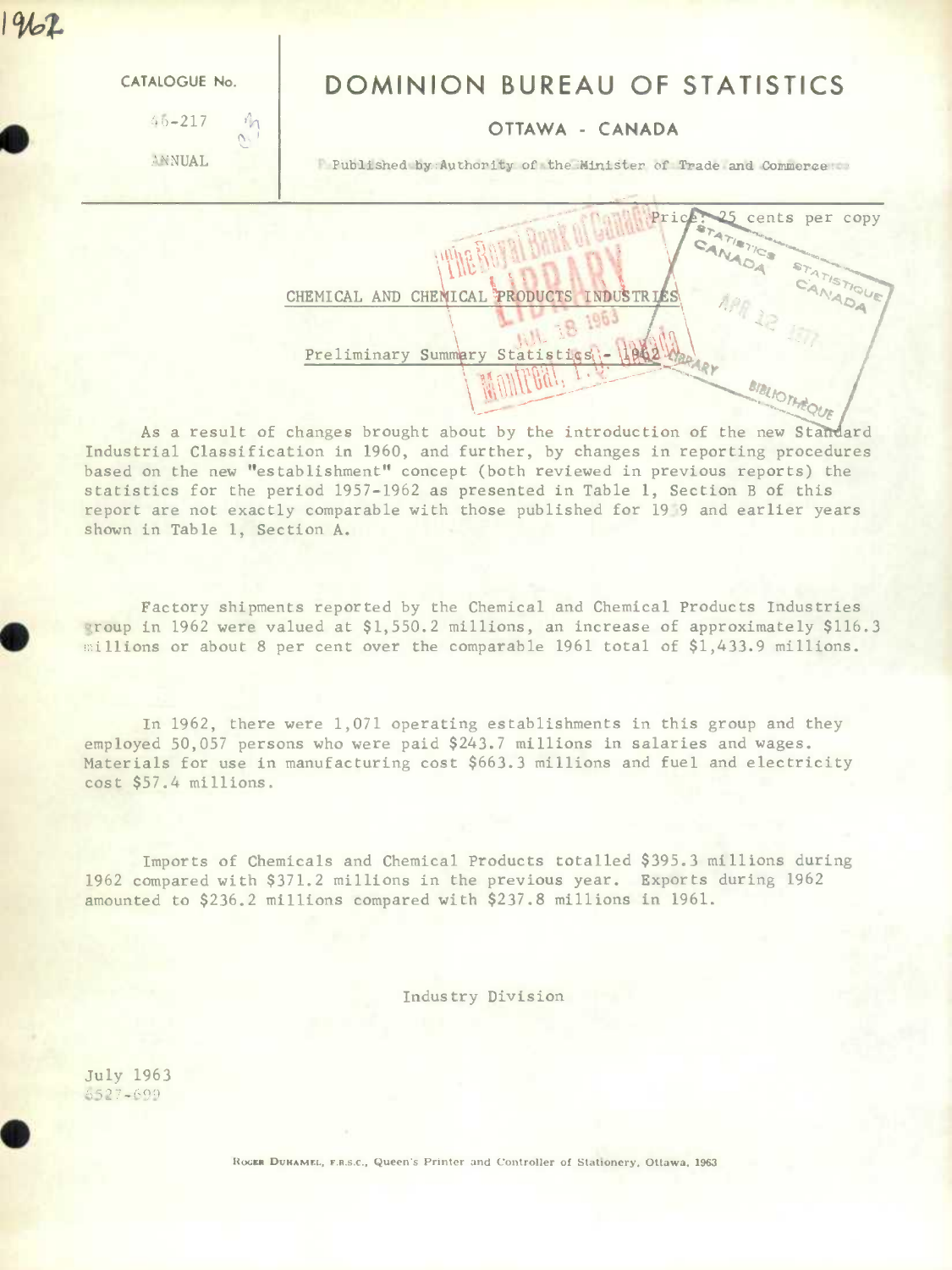1962

CATALOGUE No.

46-217

ANNUAL

# DOMINION BUREAU OF STATISTICS

## OTTAWA - CANADA

Published by Authority of the Minister of Trade and Commerce

Price: 25 cents per copy

## CHEMICAL AND CHEMICAL PRODUCTS INDUSTRIES

### Preliminary Summary Statistics - 1962

As a result of changes brought about by the introduction of the new Standard Industrial Classification in 1960, and further, by changes in reporting procedures based on the new "establishment" concept (both reviewed in previous reports) the statistics for the period 1957-1962 as presented in Table 1, Section B of this report are not exactly comparable with those published for 1959 and earlier years shown in Table 1, Section A.

Factory shipments reported by the Chemical and Chemical Products Industries group in 1962 were valued at $1,550.2 millions, an increase of approximately $116.3 millions or about 8 per cent over the comparable 1961 total of $1,433.9 millions.

In 1962, there were 1,071 operating establishments in this group and they employed 50,057 persons who were paid $243.7 millions in salaries and wages. Materials for use in manufacturing cost $663.3 millions and fuel and electricity cost $57.4 millions.

Imports of Chemicals and Chemical Products totalled $395.3 millions during 1962 compared with $371.2 millions in the previous year. Exports during 1962 amounted to $236.2 millions compared with $237.8 millions in 1961.

Industry Division

July 1963
6527-609

ROGER DUHAMEL, F.R.S.C., Queen's Printer and Controller of Stationery, Ottawa, 1963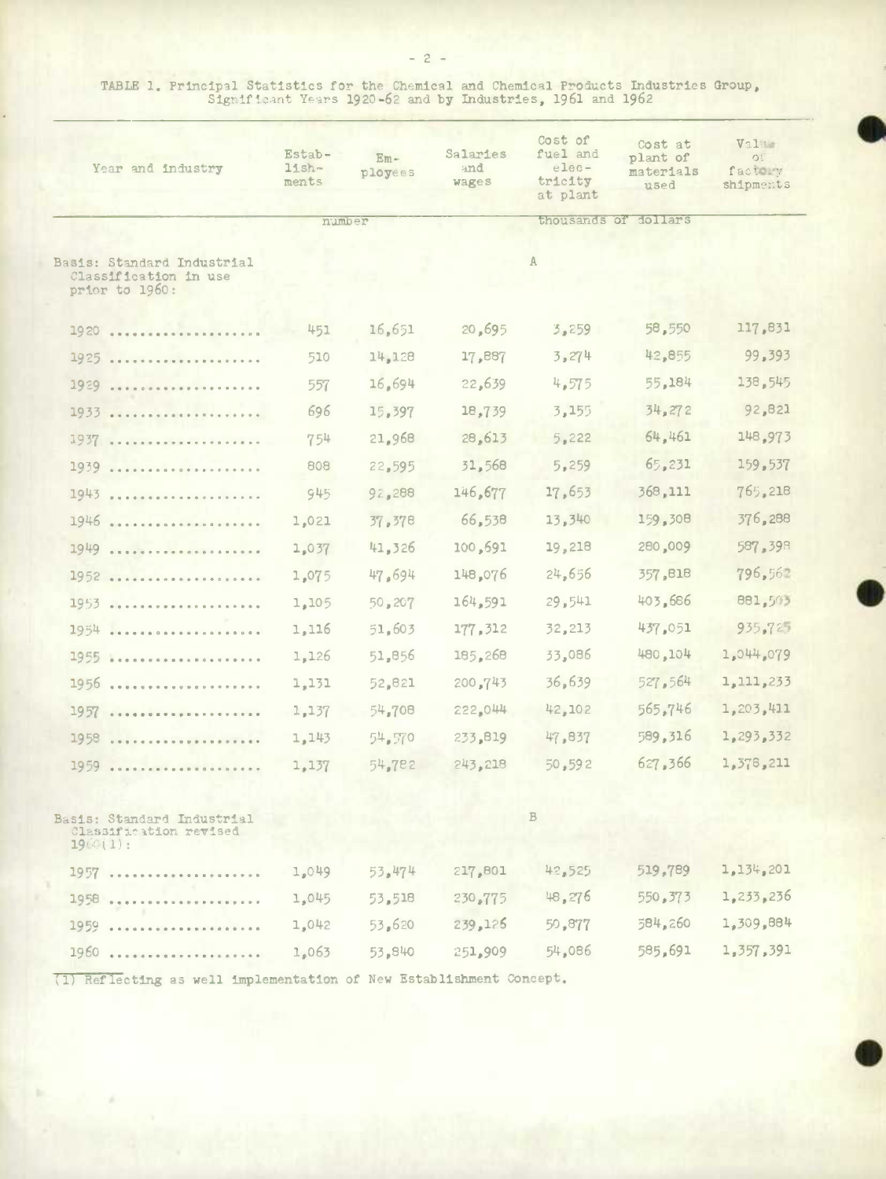TABLE 1. Principal Statistics for the Chemical and Chemical Products Industries Group, Significant Years 1920-62 and by Industries, 1961 and 1962

| Year and industry | Establishments | Employees | Salaries and wages | Cost of fuel and electricity at plant | Cost at plant of materials used | Value of factory shipments |
|---|---|---|---|---|---|---|
| | number | | thousands of dollars | | | |
| Basis: Standard Industrial Classification in use prior to 1960: | | | A | | | |
| 1920 | 451 | 16,651 | 20,695 | 3,259 | 58,550 | 117,831 |
| 1925 | 510 | 14,128 | 17,887 | 3,274 | 42,855 | 99,393 |
| 1929 | 557 | 16,694 | 22,639 | 4,575 | 55,184 | 138,545 |
| 1933 | 696 | 15,397 | 18,739 | 3,155 | 34,272 | 92,821 |
| 1937 | 754 | 21,968 | 28,613 | 5,222 | 64,461 | 148,973 |
| 1939 | 808 | 22,595 | 31,568 | 5,259 | 65,231 | 159,537 |
| 1943 | 945 | 92,288 | 146,677 | 17,653 | 368,111 | 765,218 |
| 1946 | 1,021 | 37,378 | 66,538 | 13,340 | 159,308 | 376,288 |
| 1949 | 1,037 | 41,326 | 100,691 | 19,218 | 280,009 | 587,398 |
| 1952 | 1,075 | 47,694 | 148,076 | 24,656 | 357,818 | 796,562 |
| 1953 | 1,105 | 50,207 | 164,591 | 29,541 | 403,686 | 881,503 |
| 1954 | 1,116 | 51,603 | 177,312 | 32,213 | 437,051 | 935,725 |
| 1955 | 1,126 | 51,856 | 185,268 | 33,086 | 480,104 | 1,044,079 |
| 1956 | 1,131 | 52,821 | 200,743 | 36,639 | 527,564 | 1,111,233 |
| 1957 | 1,137 | 54,708 | 222,044 | 42,102 | 565,746 | 1,203,411 |
| 1958 | 1,143 | 54,570 | 233,819 | 47,837 | 589,316 | 1,293,332 |
| 1959 | 1,137 | 54,782 | 243,218 | 50,592 | 627,366 | 1,378,211 |
| Basis: Standard Industrial Classification revised 1960(1): | | | B | | | |
| 1957 | 1,049 | 53,474 | 217,801 | 42,525 | 519,789 | 1,134,201 |
| 1958 | 1,045 | 53,518 | 230,775 | 48,276 | 550,373 | 1,233,236 |
| 1959 | 1,042 | 53,620 | 239,126 | 50,877 | 584,260 | 1,309,884 |
| 1960 | 1,063 | 53,840 | 251,909 | 54,086 | 585,691 | 1,357,391 |

(1) Reflecting as well implementation of New Establishment Concept.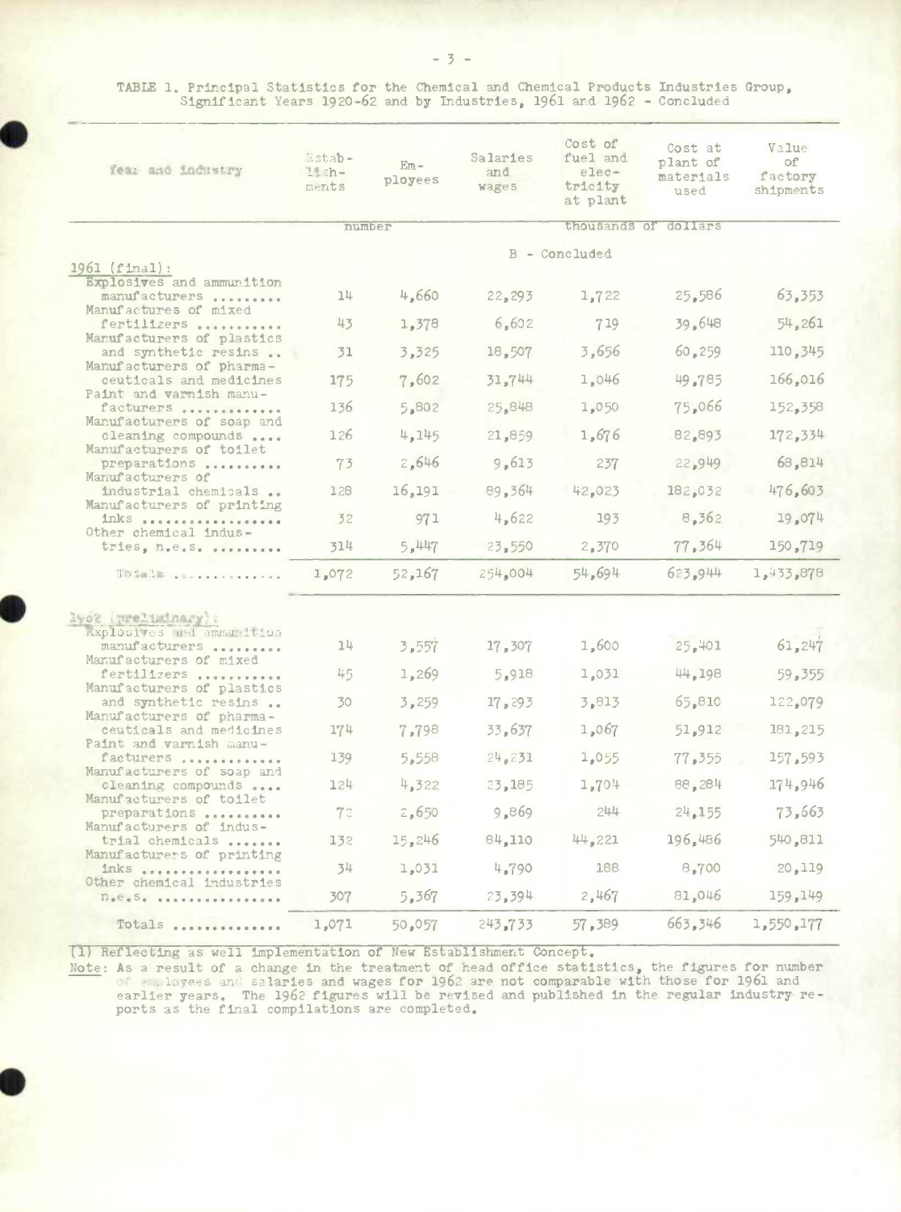TABLE 1. Principal Statistics for the Chemical and Chemical Products Industries Group, Significant Years 1920-62 and by Industries, 1961 and 1962 - Concluded

| Year and industry | Establishments | Employees | Salaries and wages | Cost of fuel and electricity at plant | Cost at plant of materials used | Value of factory shipments |
|---|---|---|---|---|---|---|
| | number | | thousands of dollars | | | |
| | | | B - Concluded | | | |
| **1961 (final):** | | | | | | |
| Explosives and ammunition manufacturers | 14 | 4,660 | 22,293 | 1,722 | 25,586 | 63,353 |
| Manufactures of mixed fertilizers | 43 | 1,378 | 6,602 | 719 | 39,648 | 54,261 |
| Manufacturers of plastics and synthetic resins | 31 | 3,325 | 18,507 | 3,656 | 60,259 | 110,345 |
| Manufacturers of pharmaceuticals and medicines | 175 | 7,602 | 31,744 | 1,046 | 49,785 | 166,016 |
| Paint and varnish manufacturers | 136 | 5,802 | 25,848 | 1,050 | 75,066 | 152,358 |
| Manufacturers of soap and cleaning compounds | 126 | 4,145 | 21,859 | 1,676 | 82,893 | 172,334 |
| Manufacturers of toilet preparations | 73 | 2,646 | 9,613 | 237 | 22,949 | 68,814 |
| Manufacturers of industrial chemicals | 128 | 16,191 | 89,364 | 42,023 | 182,032 | 476,603 |
| Manufacturers of printing inks | 32 | 971 | 4,622 | 193 | 8,362 | 19,074 |
| Other chemical industries, n.e.s. | 314 | 5,447 | 23,550 | 2,370 | 77,364 | 150,719 |
| Totals | 1,072 | 52,167 | 254,004 | 54,694 | 623,944 | 1,433,878 |
| **1962 (preliminary):** | | | | | | |
| Explosives and ammunition manufacturers | 14 | 3,557 | 17,307 | 1,600 | 25,401 | 61,247 |
| Manufacturers of mixed fertilizers | 45 | 1,269 | 5,918 | 1,031 | 44,198 | 59,355 |
| Manufacturers of plastics and synthetic resins | 30 | 3,259 | 17,293 | 3,813 | 65,810 | 122,079 |
| Manufacturers of pharmaceuticals and medicines | 174 | 7,798 | 33,637 | 1,067 | 51,912 | 181,215 |
| Paint and varnish manufacturers | 139 | 5,558 | 24,231 | 1,055 | 77,355 | 157,593 |
| Manufacturers of soap and cleaning compounds | 124 | 4,322 | 23,185 | 1,704 | 88,284 | 174,946 |
| Manufacturers of toilet preparations | 72 | 2,650 | 9,869 | 244 | 24,155 | 73,663 |
| Manufacturers of industrial chemicals | 132 | 15,246 | 84,110 | 44,221 | 196,486 | 540,811 |
| Manufacturers of printing inks | 34 | 1,031 | 4,790 | 188 | 8,700 | 20,119 |
| Other chemical industries n.e.s. | 307 | 5,367 | 23,394 | 2,467 | 81,046 | 159,149 |
| Totals | 1,071 | 50,057 | 243,733 | 57,389 | 663,346 | 1,550,177 |

(1) Reflecting as well implementation of New Establishment Concept.

Note: As a result of a change in the treatment of head office statistics, the figures for number of employees and salaries and wages for 1962 are not comparable with those for 1961 and earlier years. The 1962 figures will be revised and published in the regular industry reports as the final compilations are completed.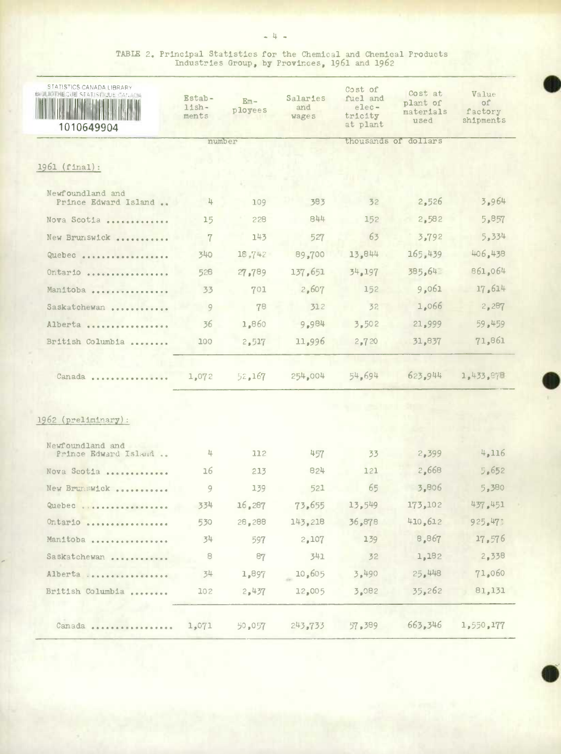TABLE 2. Principal Statistics for the Chemical and Chemical Products Industries Group, by Provinces, 1961 and 1962

| | Establishments | Employees | Salaries and wages | Cost of fuel and electricity at plant | Cost at plant of materials used | Value of factory shipments |
|---|---|---|---|---|---|---|
| | number | | thousands of dollars | | | |
| **1961 (final):** | | | | | | |
| Newfoundland and Prince Edward Island .. | 4 | 109 | 383 | 32 | 2,526 | 3,964 |
| Nova Scotia ............. | 15 | 228 | 844 | 152 | 2,582 | 5,857 |
| New Brunswick ........... | 7 | 143 | 527 | 63 | 3,792 | 5,334 |
| Quebec .................. | 340 | 18,742 | 89,700 | 13,844 | 165,439 | 406,438 |
| Ontario ................. | 528 | 27,789 | 137,651 | 34,197 | 385,64 | 861,064 |
| Manitoba ................ | 33 | 701 | 2,607 | 152 | 9,061 | 17,614 |
| Saskatchewan ............ | 9 | 78 | 312 | 32 | 1,066 | 2,287 |
| Alberta ................. | 36 | 1,860 | 9,984 | 3,502 | 21,999 | 59,459 |
| British Columbia ........ | 100 | 2,517 | 11,996 | 2,720 | 31,837 | 71,861 |
| Canada ................. | 1,072 | 52,167 | 254,004 | 54,694 | 623,944 | 1,433,878 |
| **1962 (preliminary):** | | | | | | |
| Newfoundland and Prince Edward Island .. | 4 | 112 | 457 | 33 | 2,399 | 4,116 |
| Nova Scotia ............. | 16 | 213 | 824 | 121 | 2,668 | 5,652 |
| New Brunswick ........... | 9 | 139 | 521 | 65 | 3,806 | 5,380 |
| Quebec .................. | 334 | 16,287 | 73,655 | 13,549 | 173,102 | 437,451 |
| Ontario ................. | 530 | 28,288 | 143,218 | 36,878 | 410,612 | 925,47 |
| Manitoba ................ | 34 | 597 | 2,107 | 139 | 8,867 | 17,576 |
| Saskatchewan ............ | 8 | 87 | 341 | 32 | 1,182 | 2,338 |
| Alberta ................. | 34 | 1,897 | 10,605 | 3,490 | 25,448 | 71,060 |
| British Columbia ........ | 102 | 2,437 | 12,005 | 3,082 | 35,262 | 81,131 |
| Canada ................. | 1,071 | 50,057 | 243,733 | 57,389 | 663,346 | 1,550,177 |